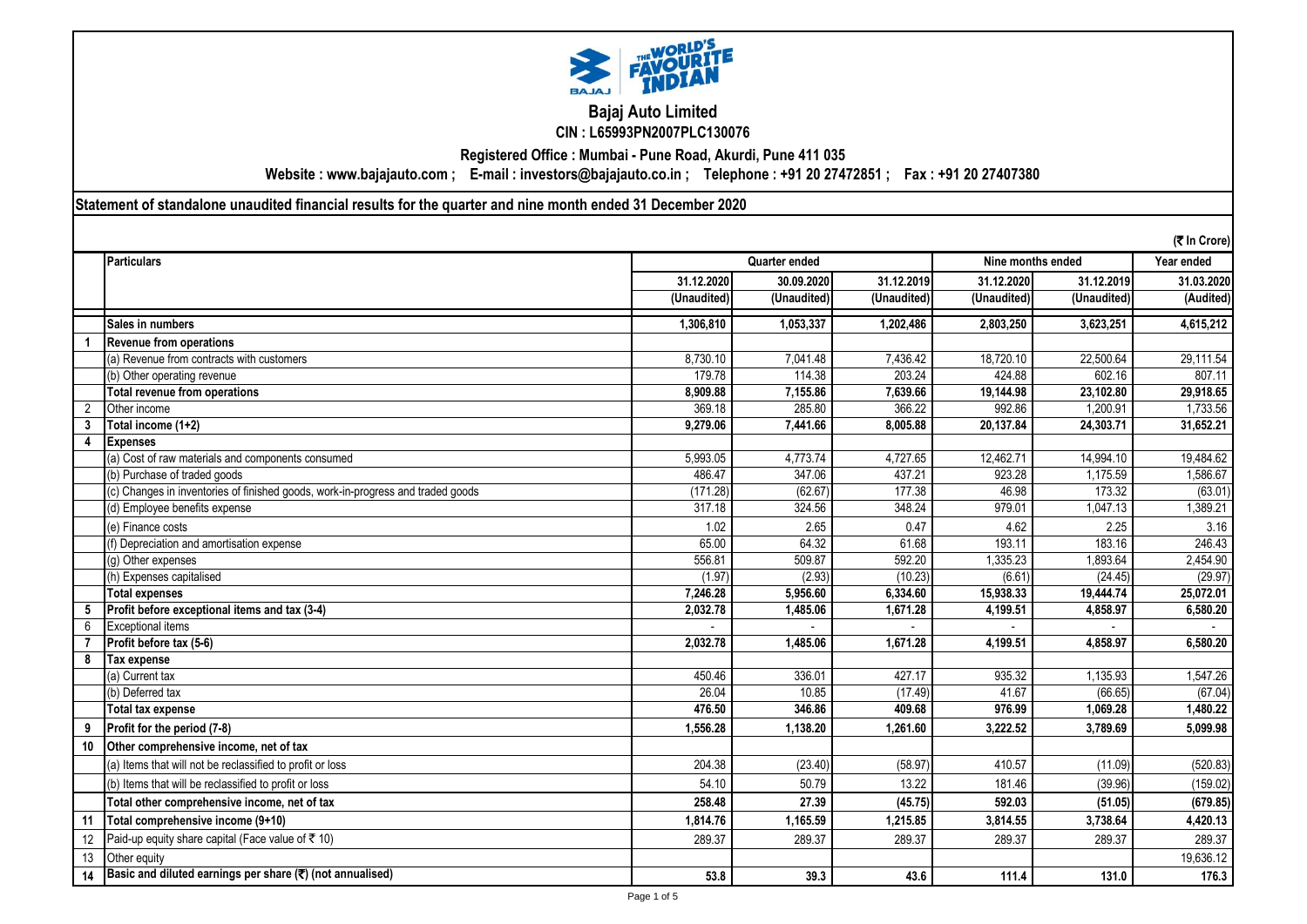# Bajaj Auto Limited

**CIN : L65993PN2007PLC130076**

**Registered Office : Mumbai - Pune Road, Akurdi, Pune 411 035**

**Website : www.bajajauto.com ; E-mail : investors@bajajauto.co.in ; Telephone : +91 20 27472851 ; Fax : +91 20 27407380**

## Statement of standalone unaudited financial results for the quarter and nine month ended 31 December 2020

(₹ In Crore)

| | Particulars | Quarter ended | | | Nine months ended | | Year ended |
|---|---|---|---|---|---|---|---|
| | | 31.12.2020 | 30.09.2020 | 31.12.2019 | 31.12.2020 | 31.12.2019 | 31.03.2020 |
| | | (Unaudited) | (Unaudited) | (Unaudited) | (Unaudited) | (Unaudited) | (Audited) |
| | **Sales in numbers** | **1,306,810** | **1,053,337** | **1,202,486** | **2,803,250** | **3,623,251** | **4,615,212** |
| **1** | **Revenue from operations** | | | | | | |
| | (a) Revenue from contracts with customers | 8,730.10 | 7,041.48 | 7,436.42 | 18,720.10 | 22,500.64 | 29,111.54 |
| | (b) Other operating revenue | 179.78 | 114.38 | 203.24 | 424.88 | 602.16 | 807.11 |
| | **Total revenue from operations** | **8,909.88** | **7,155.86** | **7,639.66** | **19,144.98** | **23,102.80** | **29,918.65** |
| 2 | Other income | 369.18 | 285.80 | 366.22 | 992.86 | 1,200.91 | 1,733.56 |
| **3** | **Total income (1+2)** | **9,279.06** | **7,441.66** | **8,005.88** | **20,137.84** | **24,303.71** | **31,652.21** |
| **4** | **Expenses** | | | | | | |
| | (a) Cost of raw materials and components consumed | 5,993.05 | 4,773.74 | 4,727.65 | 12,462.71 | 14,994.10 | 19,484.62 |
| | (b) Purchase of traded goods | 486.47 | 347.06 | 437.21 | 923.28 | 1,175.59 | 1,586.67 |
| | (c) Changes in inventories of finished goods, work-in-progress and traded goods | (171.28) | (62.67) | 177.38 | 46.98 | 173.32 | (63.01) |
| | (d) Employee benefits expense | 317.18 | 324.56 | 348.24 | 979.01 | 1,047.13 | 1,389.21 |
| | (e) Finance costs | 1.02 | 2.65 | 0.47 | 4.62 | 2.25 | 3.16 |
| | (f) Depreciation and amortisation expense | 65.00 | 64.32 | 61.68 | 193.11 | 183.16 | 246.43 |
| | (g) Other expenses | 556.81 | 509.87 | 592.20 | 1,335.23 | 1,893.64 | 2,454.90 |
| | (h) Expenses capitalised | (1.97) | (2.93) | (10.23) | (6.61) | (24.45) | (29.97) |
| | **Total expenses** | **7,246.28** | **5,956.60** | **6,334.60** | **15,938.33** | **19,444.74** | **25,072.01** |
| **5** | **Profit before exceptional items and tax (3-4)** | **2,032.78** | **1,485.06** | **1,671.28** | **4,199.51** | **4,858.97** | **6,580.20** |
| 6 | Exceptional items | - | - | - | - | - | - |
| **7** | **Profit before tax (5-6)** | **2,032.78** | **1,485.06** | **1,671.28** | **4,199.51** | **4,858.97** | **6,580.20** |
| **8** | **Tax expense** | | | | | | |
| | (a) Current tax | 450.46 | 336.01 | 427.17 | 935.32 | 1,135.93 | 1,547.26 |
| | (b) Deferred tax | 26.04 | 10.85 | (17.49) | 41.67 | (66.65) | (67.04) |
| | **Total tax expense** | **476.50** | **346.86** | **409.68** | **976.99** | **1,069.28** | **1,480.22** |
| **9** | **Profit for the period (7-8)** | **1,556.28** | **1,138.20** | **1,261.60** | **3,222.52** | **3,789.69** | **5,099.98** |
| **10** | **Other comprehensive income, net of tax** | | | | | | |
| | (a) Items that will not be reclassified to profit or loss | 204.38 | (23.40) | (58.97) | 410.57 | (11.09) | (520.83) |
| | (b) Items that will be reclassified to profit or loss | 54.10 | 50.79 | 13.22 | 181.46 | (39.96) | (159.02) |
| | **Total other comprehensive income, net of tax** | **258.48** | **27.39** | **(45.75)** | **592.03** | **(51.05)** | **(679.85)** |
| **11** | **Total comprehensive income (9+10)** | **1,814.76** | **1,165.59** | **1,215.85** | **3,814.55** | **3,738.64** | **4,420.13** |
| 12 | Paid-up equity share capital (Face value of ₹ 10) | 289.37 | 289.37 | 289.37 | 289.37 | 289.37 | 289.37 |
| 13 | Other equity | | | | | | 19,636.12 |
| **14** | **Basic and diluted earnings per share (₹) (not annualised)** | **53.8** | **39.3** | **43.6** | **111.4** | **131.0** | **176.3** |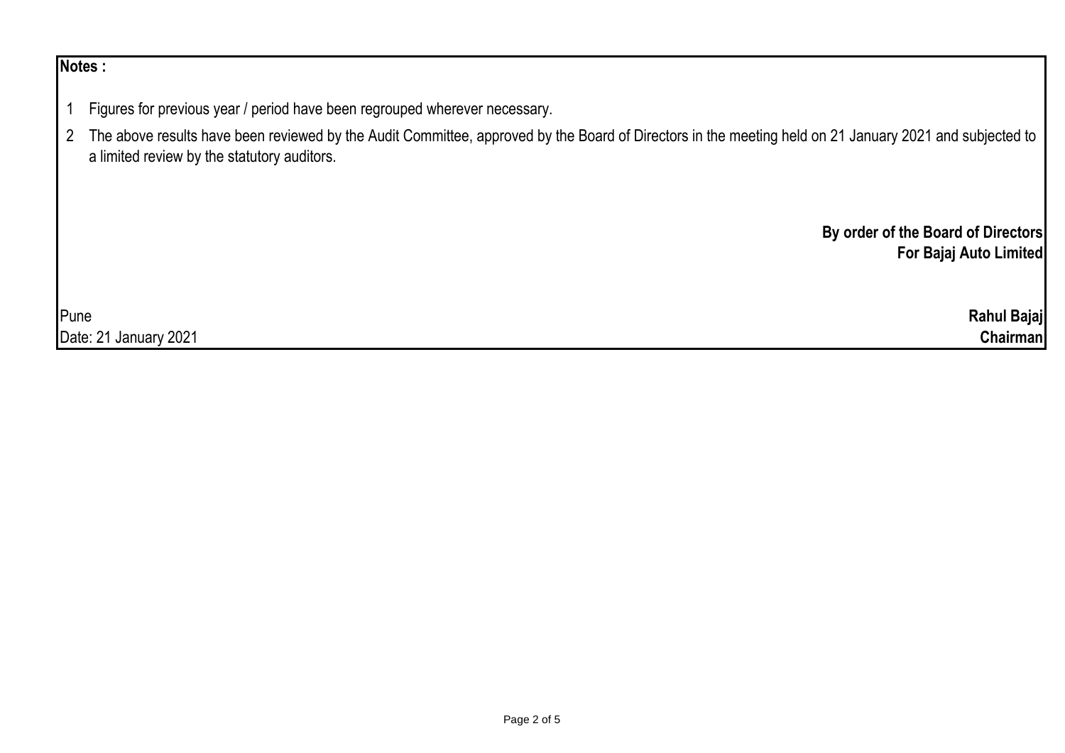**Notes :**

1. Figures for previous year / period have been regrouped wherever necessary.
2. The above results have been reviewed by the Audit Committee, approved by the Board of Directors in the meeting held on 21 January 2021 and subjected to a limited review by the statutory auditors.

**By order of the Board of Directors**
**For Bajaj Auto Limited**

Pune
Date: 21 January 2021

**Rahul Bajaj**
**Chairman**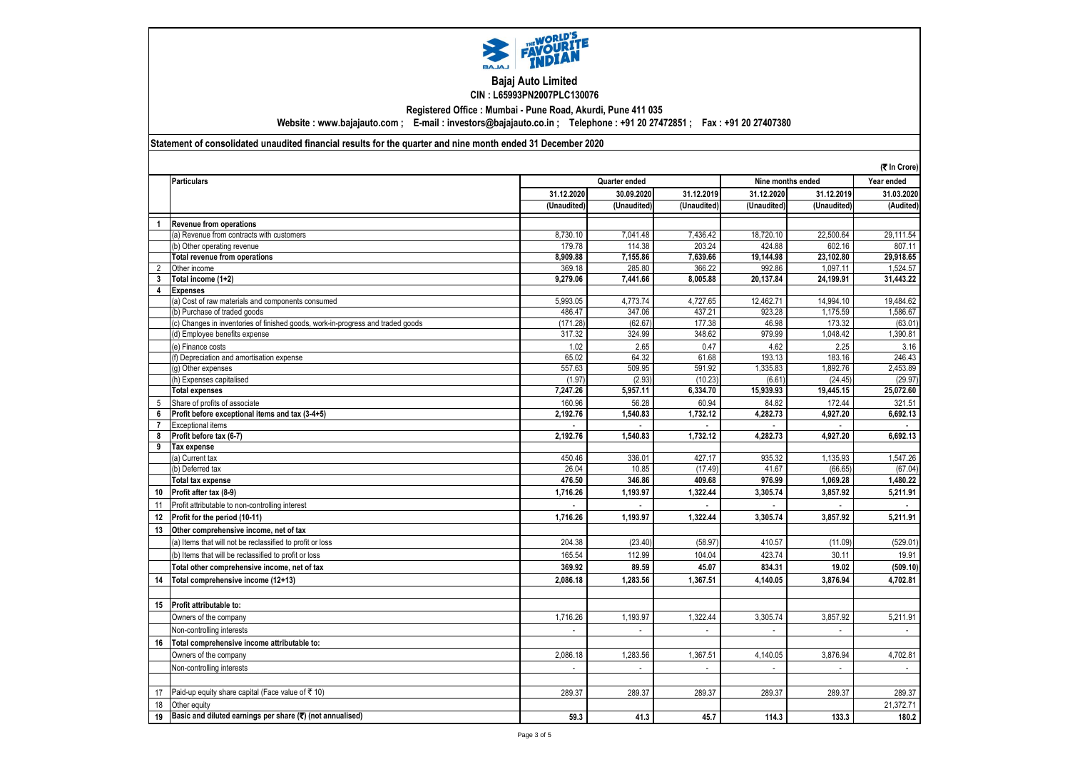# Bajaj Auto Limited

**CIN : L65993PN2007PLC130076**

**Registered Office : Mumbai - Pune Road, Akurdi, Pune 411 035**

**Website : www.bajajauto.com ; E-mail : investors@bajajauto.co.in ; Telephone : +91 20 27472851 ; Fax : +91 20 27407380**

**Statement of consolidated unaudited financial results for the quarter and nine month ended 31 December 2020**

(₹ In Crore)

| | Particulars | Quarter ended | | | Nine months ended | | Year ended |
|---|---|---|---|---|---|---|---|
| | | 31.12.2020 | 30.09.2020 | 31.12.2019 | 31.12.2020 | 31.12.2019 | 31.03.2020 |
| | | (Unaudited) | (Unaudited) | (Unaudited) | (Unaudited) | (Unaudited) | (Audited) |
| 1 | **Revenue from operations** | | | | | | |
| | (a) Revenue from contracts with customers | 8,730.10 | 7,041.48 | 7,436.42 | 18,720.10 | 22,500.64 | 29,111.54 |
| | (b) Other operating revenue | 179.78 | 114.38 | 203.24 | 424.88 | 602.16 | 807.11 |
| | **Total revenue from operations** | **8,909.88** | **7,155.86** | **7,639.66** | **19,144.98** | **23,102.80** | **29,918.65** |
| 2 | Other income | 369.18 | 285.80 | 366.22 | 992.86 | 1,097.11 | 1,524.57 |
| 3 | **Total income (1+2)** | **9,279.06** | **7,441.66** | **8,005.88** | **20,137.84** | **24,199.91** | **31,443.22** |
| 4 | **Expenses** | | | | | | |
| | (a) Cost of raw materials and components consumed | 5,993.05 | 4,773.74 | 4,727.65 | 12,462.71 | 14,994.10 | 19,484.62 |
| | (b) Purchase of traded goods | 486.47 | 347.06 | 437.21 | 923.28 | 1,175.59 | 1,586.67 |
| | (c) Changes in inventories of finished goods, work-in-progress and traded goods | (171.28) | (62.67) | 177.38 | 46.98 | 173.32 | (63.01) |
| | (d) Employee benefits expense | 317.32 | 324.99 | 348.62 | 979.99 | 1,048.42 | 1,390.81 |
| | (e) Finance costs | 1.02 | 2.65 | 0.47 | 4.62 | 2.25 | 3.16 |
| | (f) Depreciation and amortisation expense | 65.02 | 64.32 | 61.68 | 193.13 | 183.16 | 246.43 |
| | (g) Other expenses | 557.63 | 509.95 | 591.92 | 1,335.83 | 1,892.76 | 2,453.89 |
| | (h) Expenses capitalised | (1.97) | (2.93) | (10.23) | (6.61) | (24.45) | (29.97) |
| | **Total expenses** | **7,247.26** | **5,957.11** | **6,334.70** | **15,939.93** | **19,445.15** | **25,072.60** |
| 5 | Share of profits of associate | 160.96 | 56.28 | 60.94 | 84.82 | 172.44 | 321.51 |
| 6 | **Profit before exceptional items and tax (3-4+5)** | **2,192.76** | **1,540.83** | **1,732.12** | **4,282.73** | **4,927.20** | **6,692.13** |
| 7 | Exceptional items | - | - | - | - | - | - |
| 8 | **Profit before tax (6-7)** | **2,192.76** | **1,540.83** | **1,732.12** | **4,282.73** | **4,927.20** | **6,692.13** |
| 9 | **Tax expense** | | | | | | |
| | (a) Current tax | 450.46 | 336.01 | 427.17 | 935.32 | 1,135.93 | 1,547.26 |
| | (b) Deferred tax | 26.04 | 10.85 | (17.49) | 41.67 | (66.65) | (67.04) |
| | **Total tax expense** | **476.50** | **346.86** | **409.68** | **976.99** | **1,069.28** | **1,480.22** |
| 10 | **Profit after tax (8-9)** | **1,716.26** | **1,193.97** | **1,322.44** | **3,305.74** | **3,857.92** | **5,211.91** |
| 11 | Profit attributable to non-controlling interest | - | - | - | - | - | - |
| 12 | **Profit for the period (10-11)** | **1,716.26** | **1,193.97** | **1,322.44** | **3,305.74** | **3,857.92** | **5,211.91** |
| 13 | **Other comprehensive income, net of tax** | | | | | | |
| | (a) Items that will not be reclassified to profit or loss | 204.38 | (23.40) | (58.97) | 410.57 | (11.09) | (529.01) |
| | (b) Items that will be reclassified to profit or loss | 165.54 | 112.99 | 104.04 | 423.74 | 30.11 | 19.91 |
| | **Total other comprehensive income, net of tax** | **369.92** | **89.59** | **45.07** | **834.31** | **19.02** | **(509.10)** |
| 14 | **Total comprehensive income (12+13)** | **2,086.18** | **1,283.56** | **1,367.51** | **4,140.05** | **3,876.94** | **4,702.81** |
| 15 | **Profit attributable to:** | | | | | | |
| | Owners of the company | 1,716.26 | 1,193.97 | 1,322.44 | 3,305.74 | 3,857.92 | 5,211.91 |
| | Non-controlling interests | - | - | - | - | - | - |
| 16 | **Total comprehensive income attributable to:** | | | | | | |
| | Owners of the company | 2,086.18 | 1,283.56 | 1,367.51 | 4,140.05 | 3,876.94 | 4,702.81 |
| | Non-controlling interests | - | - | - | - | - | - |
| 17 | Paid-up equity share capital (Face value of ₹ 10) | 289.37 | 289.37 | 289.37 | 289.37 | 289.37 | 289.37 |
| 18 | Other equity | | | | | | 21,372.71 |
| 19 | **Basic and diluted earnings per share (₹) (not annualised)** | **59.3** | **41.3** | **45.7** | **114.3** | **133.3** | **180.2** |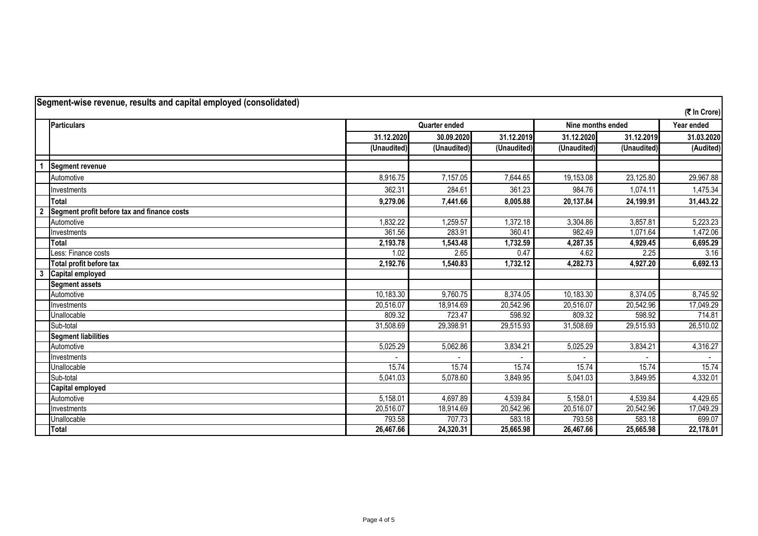## Segment-wise revenue, results and capital employed (consolidated)

(₹ In Crore)

| | Particulars | Quarter ended | | | Nine months ended | | Year ended |
|---|---|---|---|---|---|---|---|
| | | 31.12.2020 | 30.09.2020 | 31.12.2019 | 31.12.2020 | 31.12.2019 | 31.03.2020 |
| | | (Unaudited) | (Unaudited) | (Unaudited) | (Unaudited) | (Unaudited) | (Audited) |
| 1 | **Segment revenue** | | | | | | |
| | Automotive | 8,916.75 | 7,157.05 | 7,644.65 | 19,153.08 | 23,125.80 | 29,967.88 |
| | Investments | 362.31 | 284.61 | 361.23 | 984.76 | 1,074.11 | 1,475.34 |
| | **Total** | **9,279.06** | **7,441.66** | **8,005.88** | **20,137.84** | **24,199.91** | **31,443.22** |
| 2 | **Segment profit before tax and finance costs** | | | | | | |
| | Automotive | 1,832.22 | 1,259.57 | 1,372.18 | 3,304.86 | 3,857.81 | 5,223.23 |
| | Investments | 361.56 | 283.91 | 360.41 | 982.49 | 1,071.64 | 1,472.06 |
| | **Total** | **2,193.78** | **1,543.48** | **1,732.59** | **4,287.35** | **4,929.45** | **6,695.29** |
| | Less: Finance costs | 1.02 | 2.65 | 0.47 | 4.62 | 2.25 | 3.16 |
| | **Total profit before tax** | **2,192.76** | **1,540.83** | **1,732.12** | **4,282.73** | **4,927.20** | **6,692.13** |
| 3 | **Capital employed** | | | | | | |
| | **Segment assets** | | | | | | |
| | Automotive | 10,183.30 | 9,760.75 | 8,374.05 | 10,183.30 | 8,374.05 | 8,745.92 |
| | Investments | 20,516.07 | 18,914.69 | 20,542.96 | 20,516.07 | 20,542.96 | 17,049.29 |
| | Unallocable | 809.32 | 723.47 | 598.92 | 809.32 | 598.92 | 714.81 |
| | Sub-total | 31,508.69 | 29,398.91 | 29,515.93 | 31,508.69 | 29,515.93 | 26,510.02 |
| | **Segment liabilities** | | | | | | |
| | Automotive | 5,025.29 | 5,062.86 | 3,834.21 | 5,025.29 | 3,834.21 | 4,316.27 |
| | Investments | - | - | - | - | - | - |
| | Unallocable | 15.74 | 15.74 | 15.74 | 15.74 | 15.74 | 15.74 |
| | Sub-total | 5,041.03 | 5,078.60 | 3,849.95 | 5,041.03 | 3,849.95 | 4,332.01 |
| | **Capital employed** | | | | | | |
| | Automotive | 5,158.01 | 4,697.89 | 4,539.84 | 5,158.01 | 4,539.84 | 4,429.65 |
| | Investments | 20,516.07 | 18,914.69 | 20,542.96 | 20,516.07 | 20,542.96 | 17,049.29 |
| | Unallocable | 793.58 | 707.73 | 583.18 | 793.58 | 583.18 | 699.07 |
| | **Total** | **26,467.66** | **24,320.31** | **25,665.98** | **26,467.66** | **25,665.98** | **22,178.01** |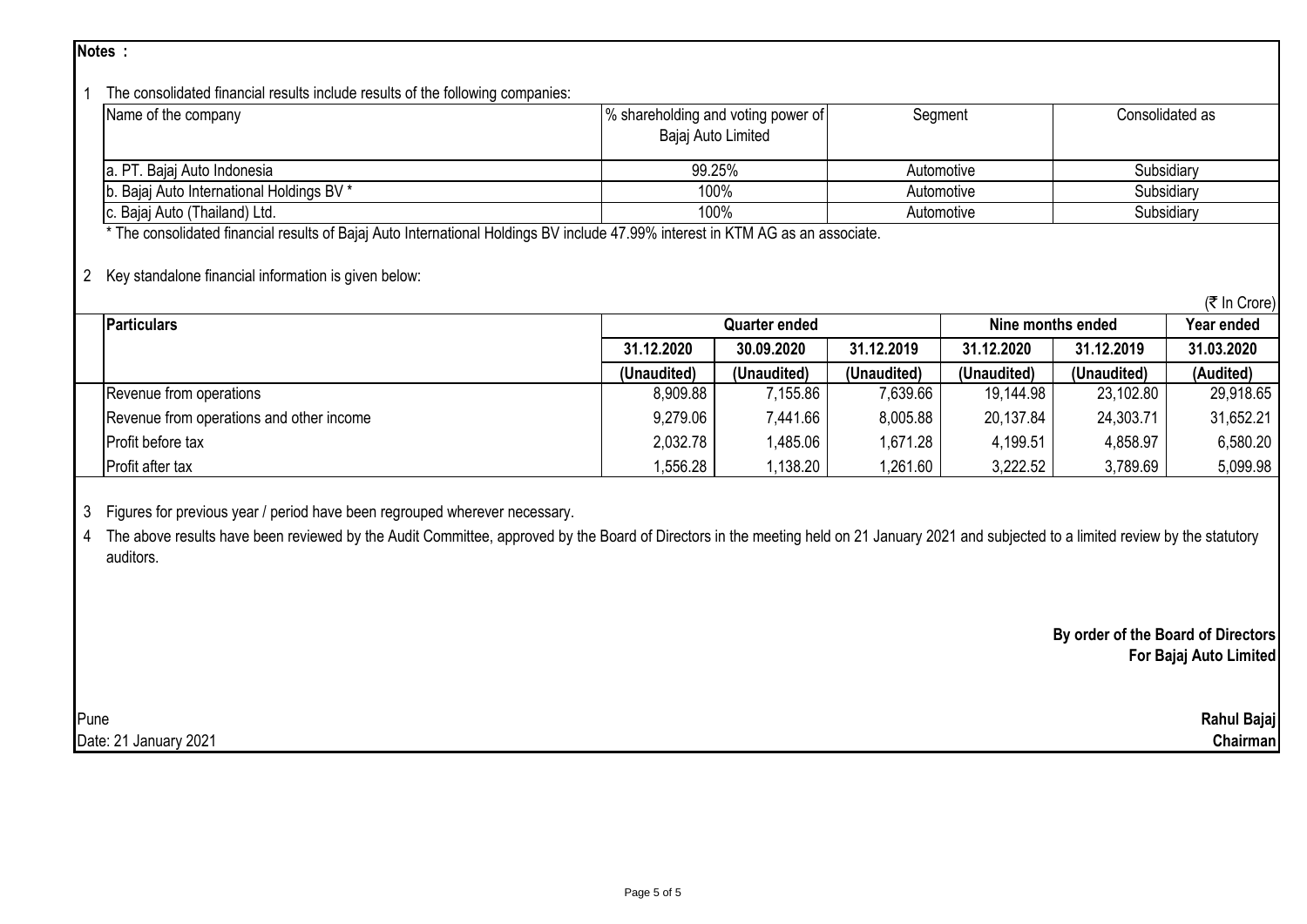**Notes :**

1 The consolidated financial results include results of the following companies:

| Name of the company | % shareholding and voting power of Bajaj Auto Limited | Segment | Consolidated as |
|---|---|---|---|
| a. PT. Bajaj Auto Indonesia | 99.25% | Automotive | Subsidiary |
| b. Bajaj Auto International Holdings BV * | 100% | Automotive | Subsidiary |
| c. Bajaj Auto (Thailand) Ltd. | 100% | Automotive | Subsidiary |

* The consolidated financial results of Bajaj Auto International Holdings BV include 47.99% interest in KTM AG as an associate.

2 Key standalone financial information is given below:

(₹ In Crore)

| Particulars | Quarter ended | | | Nine months ended | | Year ended |
|---|---|---|---|---|---|---|
| | 31.12.2020 | 30.09.2020 | 31.12.2019 | 31.12.2020 | 31.12.2019 | 31.03.2020 |
| | (Unaudited) | (Unaudited) | (Unaudited) | (Unaudited) | (Unaudited) | (Audited) |
| Revenue from operations | 8,909.88 | 7,155.86 | 7,639.66 | 19,144.98 | 23,102.80 | 29,918.65 |
| Revenue from operations and other income | 9,279.06 | 7,441.66 | 8,005.88 | 20,137.84 | 24,303.71 | 31,652.21 |
| Profit before tax | 2,032.78 | 1,485.06 | 1,671.28 | 4,199.51 | 4,858.97 | 6,580.20 |
| Profit after tax | 1,556.28 | 1,138.20 | 1,261.60 | 3,222.52 | 3,789.69 | 5,099.98 |

3 Figures for previous year / period have been regrouped wherever necessary.

4 The above results have been reviewed by the Audit Committee, approved by the Board of Directors in the meeting held on 21 January 2021 and subjected to a limited review by the statutory auditors.

**By order of the Board of Directors**
**For Bajaj Auto Limited**

Pune
Date: 21 January 2021

**Rahul Bajaj**
**Chairman**